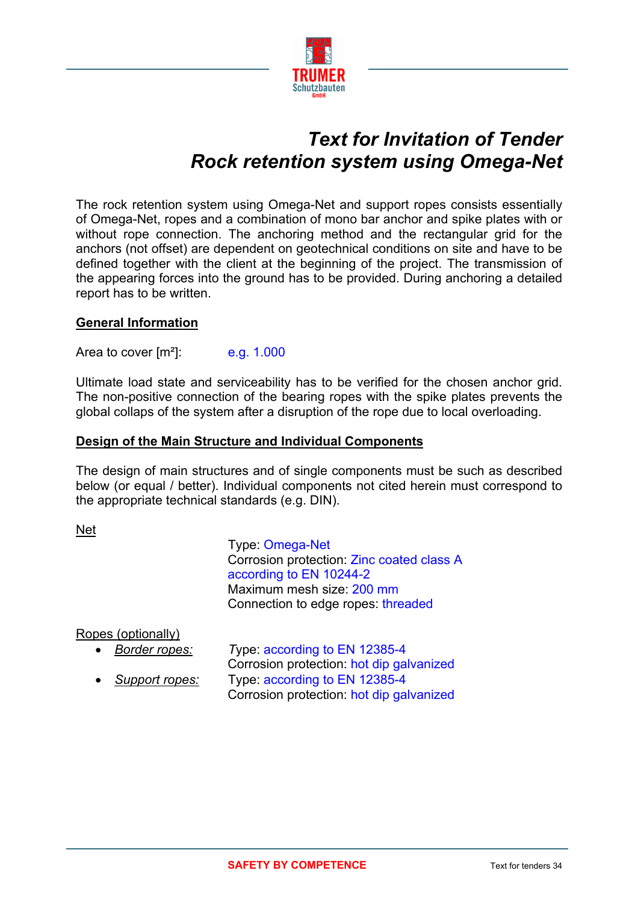# Text for Invitation of Tender
# Rock retention system using Omega-Net

The rock retention system using Omega-Net and support ropes consists essentially of Omega-Net, ropes and a combination of mono bar anchor and spike plates with or without rope connection. The anchoring method and the rectangular grid for the anchors (not offset) are dependent on geotechnical conditions on site and have to be defined together with the client at the beginning of the project. The transmission of the appearing forces into the ground has to be provided. During anchoring a detailed report has to be written.

## General Information

Area to cover [m²]: e.g. 1.000

Ultimate load state and serviceability has to be verified for the chosen anchor grid. The non-positive connection of the bearing ropes with the spike plates prevents the global collaps of the system after a disruption of the rope due to local overloading.

## Design of the Main Structure and Individual Components

The design of main structures and of single components must be such as described below (or equal / better). Individual components not cited herein must correspond to the appropriate technical standards (e.g. DIN).

Net

Type: Omega-Net
Corrosion protection: Zinc coated class A according to EN 10244-2
Maximum mesh size: 200 mm
Connection to edge ropes: threaded

Ropes (optionally)

- *Border ropes:* Type: according to EN 12385-4
  Corrosion protection: hot dip galvanized
- *Support ropes:* Type: according to EN 12385-4
  Corrosion protection: hot dip galvanized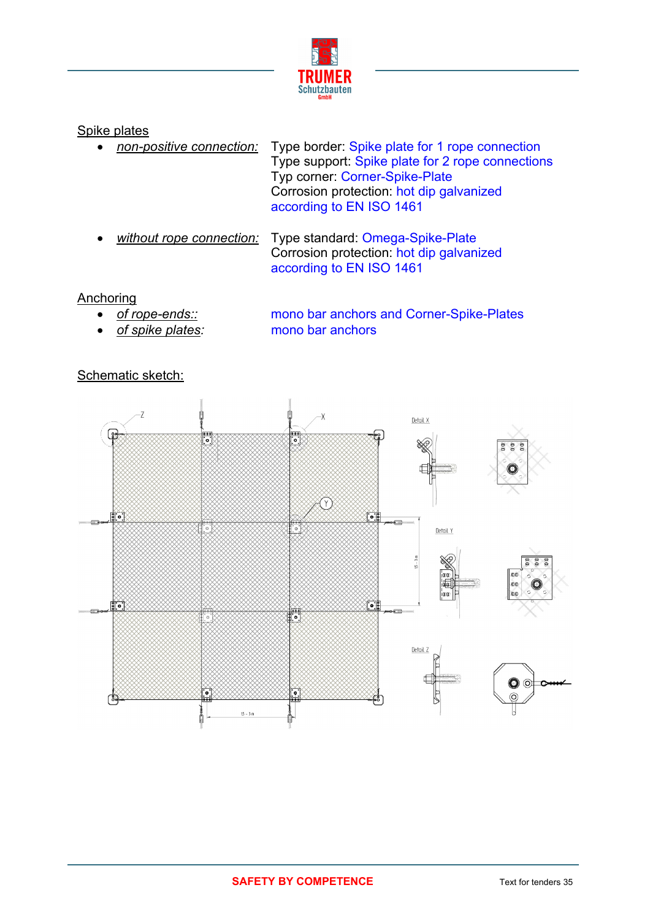## Spike plates

- *non-positive connection:* Type border: Spike plate for 1 rope connection
  Type support: Spike plate for 2 rope connections
  Typ corner: Corner-Spike-Plate
  Corrosion protection: hot dip galvanized according to EN ISO 1461

- *without rope connection:* Type standard: Omega-Spike-Plate
  Corrosion protection: hot dip galvanized according to EN ISO 1461

## Anchoring

- *of rope-ends::* mono bar anchors and Corner-Spike-Plates
- *of spike plates:* mono bar anchors

## Schematic sketch:

Z

X

Y

Detail X

Detail Y

Detail Z

1,5 - 3 m

1,5 - 3 m